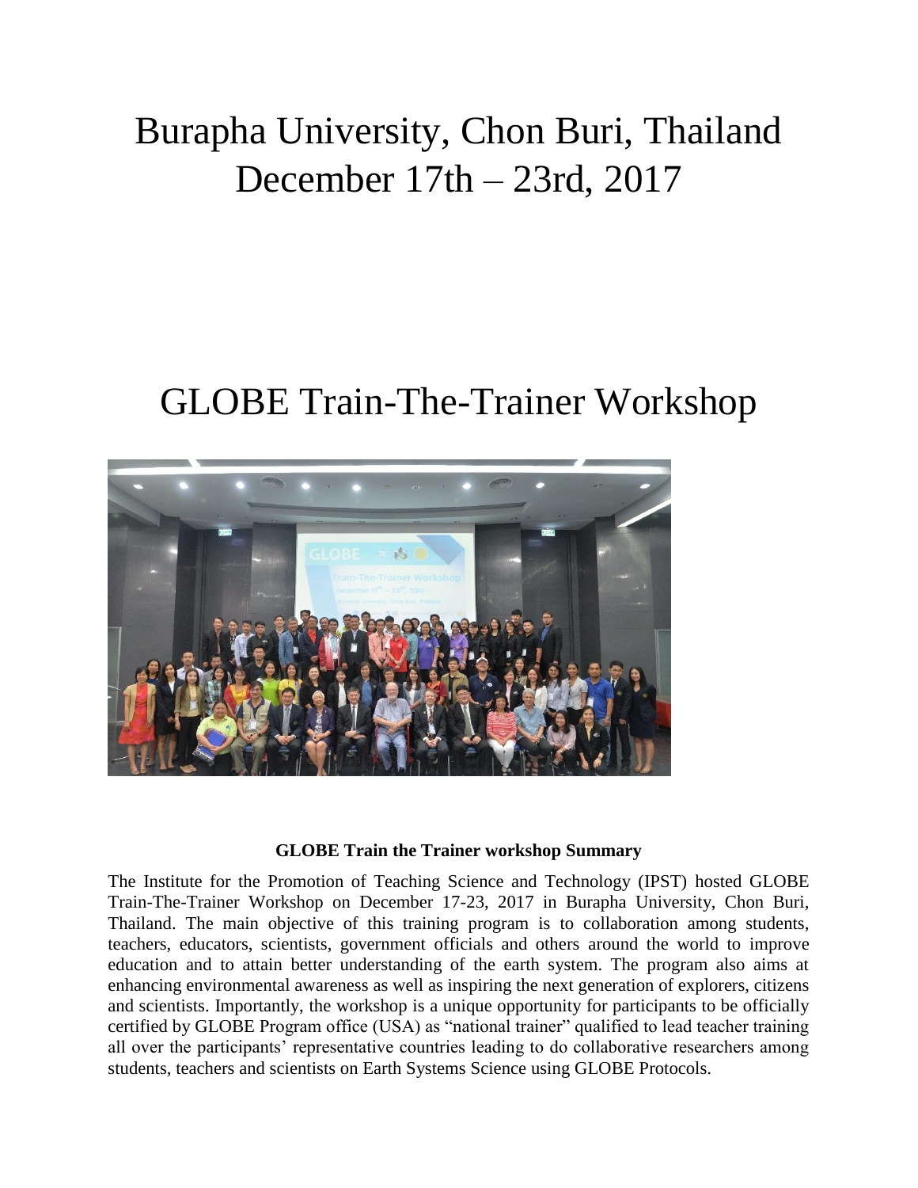# Burapha University, Chon Buri, Thailand
# December 17th – 23rd, 2017

# GLOBE Train-The-Trainer Workshop

**GLOBE Train the Trainer workshop Summary**

The Institute for the Promotion of Teaching Science and Technology (IPST) hosted GLOBE Train-The-Trainer Workshop on December 17-23, 2017 in Burapha University, Chon Buri, Thailand. The main objective of this training program is to collaboration among students, teachers, educators, scientists, government officials and others around the world to improve education and to attain better understanding of the earth system. The program also aims at enhancing environmental awareness as well as inspiring the next generation of explorers, citizens and scientists. Importantly, the workshop is a unique opportunity for participants to be officially certified by GLOBE Program office (USA) as "national trainer" qualified to lead teacher training all over the participants' representative countries leading to do collaborative researchers among students, teachers and scientists on Earth Systems Science using GLOBE Protocols.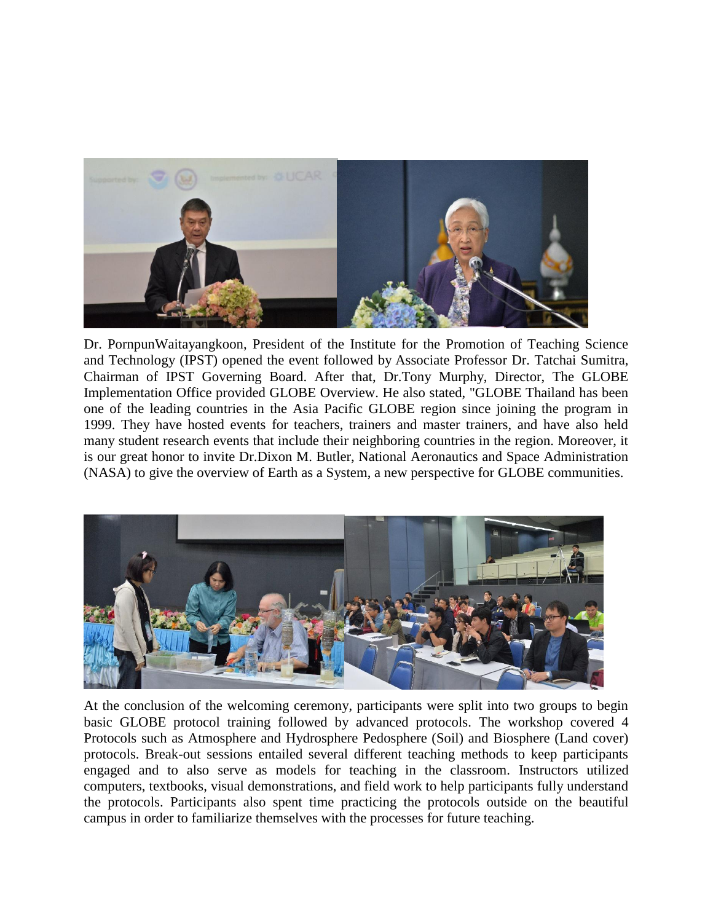Dr. PornpunWaitayangkoon, President of the Institute for the Promotion of Teaching Science and Technology (IPST) opened the event followed by Associate Professor Dr. Tatchai Sumitra, Chairman of IPST Governing Board. After that, Dr.Tony Murphy, Director, The GLOBE Implementation Office provided GLOBE Overview. He also stated, "GLOBE Thailand has been one of the leading countries in the Asia Pacific GLOBE region since joining the program in 1999. They have hosted events for teachers, trainers and master trainers, and have also held many student research events that include their neighboring countries in the region. Moreover, it is our great honor to invite Dr.Dixon M. Butler, National Aeronautics and Space Administration (NASA) to give the overview of Earth as a System, a new perspective for GLOBE communities.

At the conclusion of the welcoming ceremony, participants were split into two groups to begin basic GLOBE protocol training followed by advanced protocols. The workshop covered 4 Protocols such as Atmosphere and Hydrosphere Pedosphere (Soil) and Biosphere (Land cover) protocols. Break-out sessions entailed several different teaching methods to keep participants engaged and to also serve as models for teaching in the classroom. Instructors utilized computers, textbooks, visual demonstrations, and field work to help participants fully understand the protocols. Participants also spent time practicing the protocols outside on the beautiful campus in order to familiarize themselves with the processes for future teaching.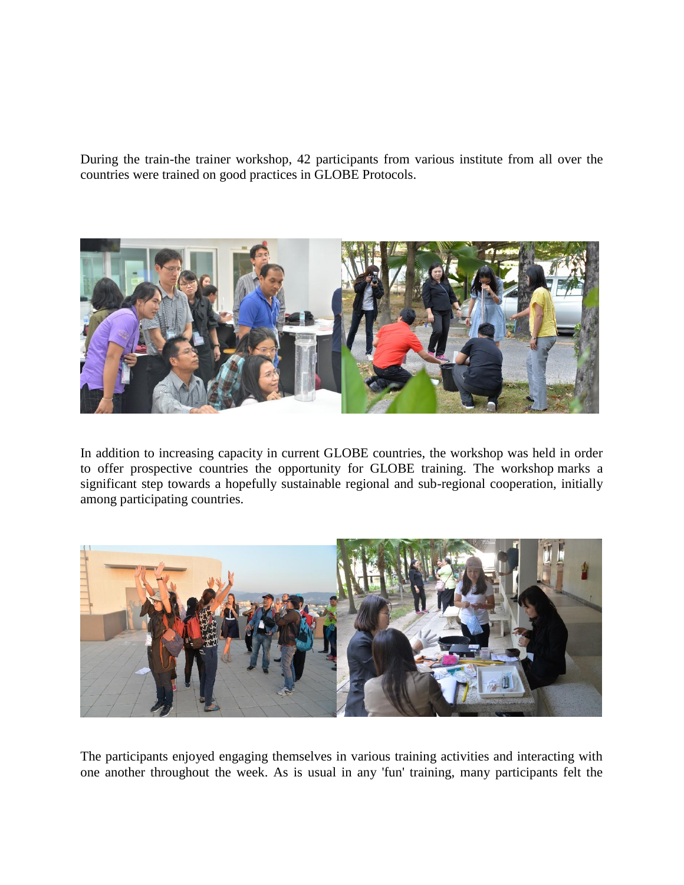During the train-the trainer workshop, 42 participants from various institute from all over the countries were trained on good practices in GLOBE Protocols.

In addition to increasing capacity in current GLOBE countries, the workshop was held in order to offer prospective countries the opportunity for GLOBE training. The workshop marks a significant step towards a hopefully sustainable regional and sub-regional cooperation, initially among participating countries.

The participants enjoyed engaging themselves in various training activities and interacting with one another throughout the week. As is usual in any 'fun' training, many participants felt the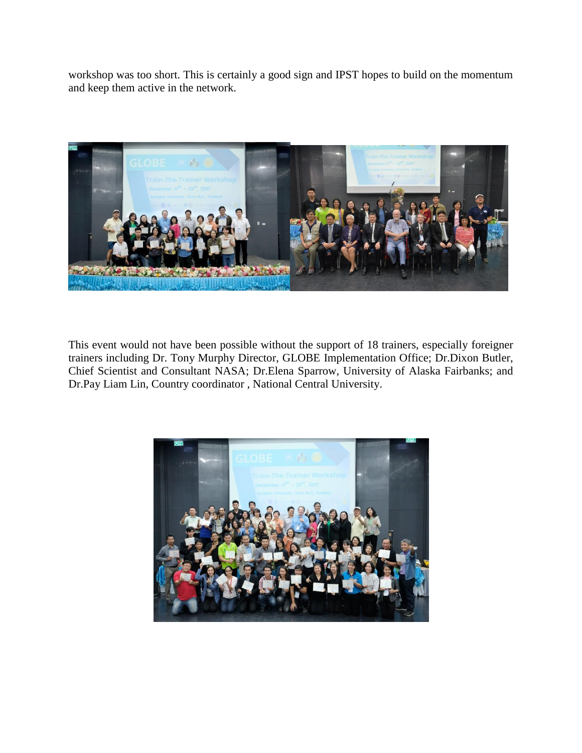workshop was too short. This is certainly a good sign and IPST hopes to build on the momentum and keep them active in the network.

This event would not have been possible without the support of 18 trainers, especially foreigner trainers including Dr. Tony Murphy Director, GLOBE Implementation Office; Dr.Dixon Butler, Chief Scientist and Consultant NASA; Dr.Elena Sparrow, University of Alaska Fairbanks; and Dr.Pay Liam Lin, Country coordinator , National Central University.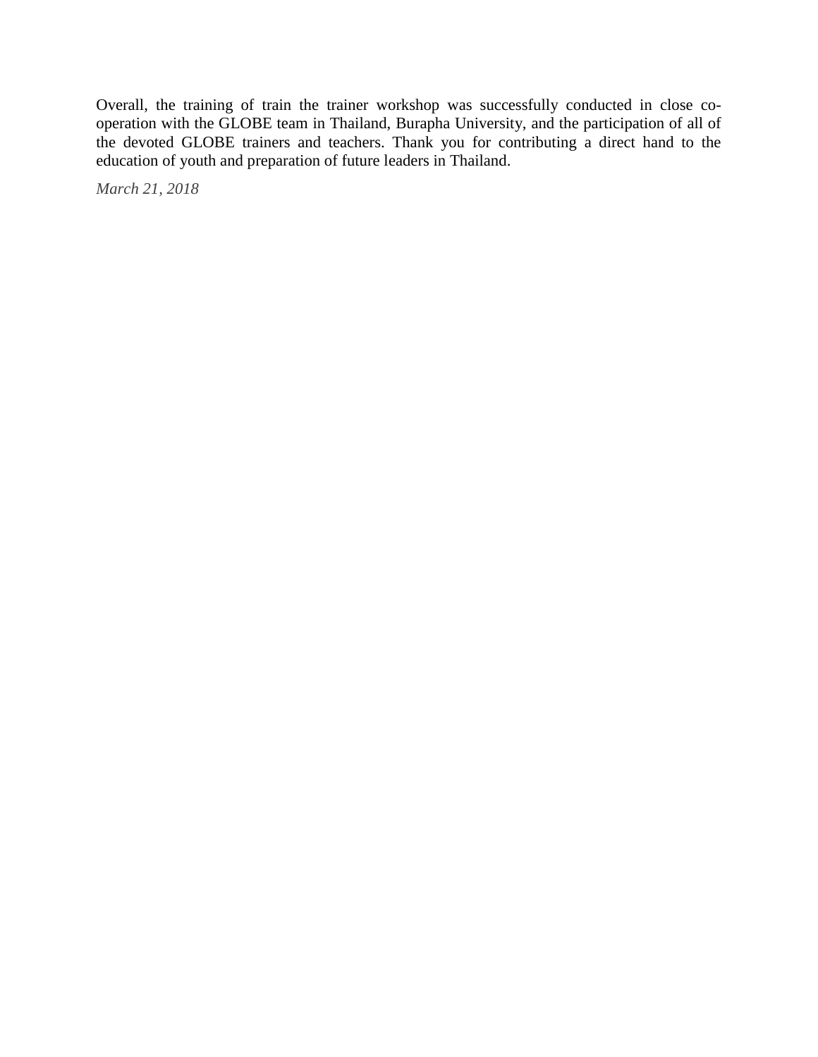Overall, the training of train the trainer workshop was successfully conducted in close co-operation with the GLOBE team in Thailand, Burapha University, and the participation of all of the devoted GLOBE trainers and teachers. Thank you for contributing a direct hand to the education of youth and preparation of future leaders in Thailand.

*March 21, 2018*